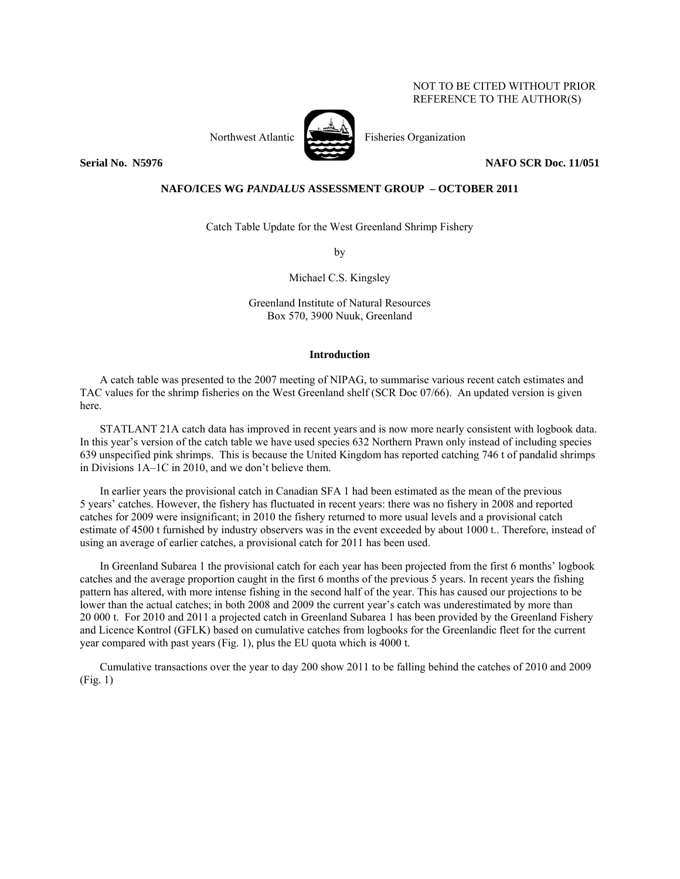NOT TO BE CITED WITHOUT PRIOR REFERENCE TO THE AUTHOR(S)

Northwest Atlantic Fisheries Organization

**Serial No. N5976** **NAFO SCR Doc. 11/051**

**NAFO/ICES WG *PANDALUS* ASSESSMENT GROUP – OCTOBER 2011**

Catch Table Update for the West Greenland Shrimp Fishery

by

Michael C.S. Kingsley

Greenland Institute of Natural Resources
Box 570, 3900 Nuuk, Greenland

## Introduction

A catch table was presented to the 2007 meeting of NIPAG, to summarise various recent catch estimates and TAC values for the shrimp fisheries on the West Greenland shelf (SCR Doc 07/66). An updated version is given here.

STATLANT 21A catch data has improved in recent years and is now more nearly consistent with logbook data. In this year's version of the catch table we have used species 632 Northern Prawn only instead of including species 639 unspecified pink shrimps. This is because the United Kingdom has reported catching 746 t of pandalid shrimps in Divisions 1A–1C in 2010, and we don't believe them.

In earlier years the provisional catch in Canadian SFA 1 had been estimated as the mean of the previous 5 years' catches. However, the fishery has fluctuated in recent years: there was no fishery in 2008 and reported catches for 2009 were insignificant; in 2010 the fishery returned to more usual levels and a provisional catch estimate of 4500 t furnished by industry observers was in the event exceeded by about 1000 t.. Therefore, instead of using an average of earlier catches, a provisional catch for 2011 has been used.

In Greenland Subarea 1 the provisional catch for each year has been projected from the first 6 months' logbook catches and the average proportion caught in the first 6 months of the previous 5 years. In recent years the fishing pattern has altered, with more intense fishing in the second half of the year. This has caused our projections to be lower than the actual catches; in both 2008 and 2009 the current year's catch was underestimated by more than 20 000 t. For 2010 and 2011 a projected catch in Greenland Subarea 1 has been provided by the Greenland Fishery and Licence Kontrol (GFLK) based on cumulative catches from logbooks for the Greenlandic fleet for the current year compared with past years (Fig. 1), plus the EU quota which is 4000 t.

Cumulative transactions over the year to day 200 show 2011 to be falling behind the catches of 2010 and 2009 (Fig. 1)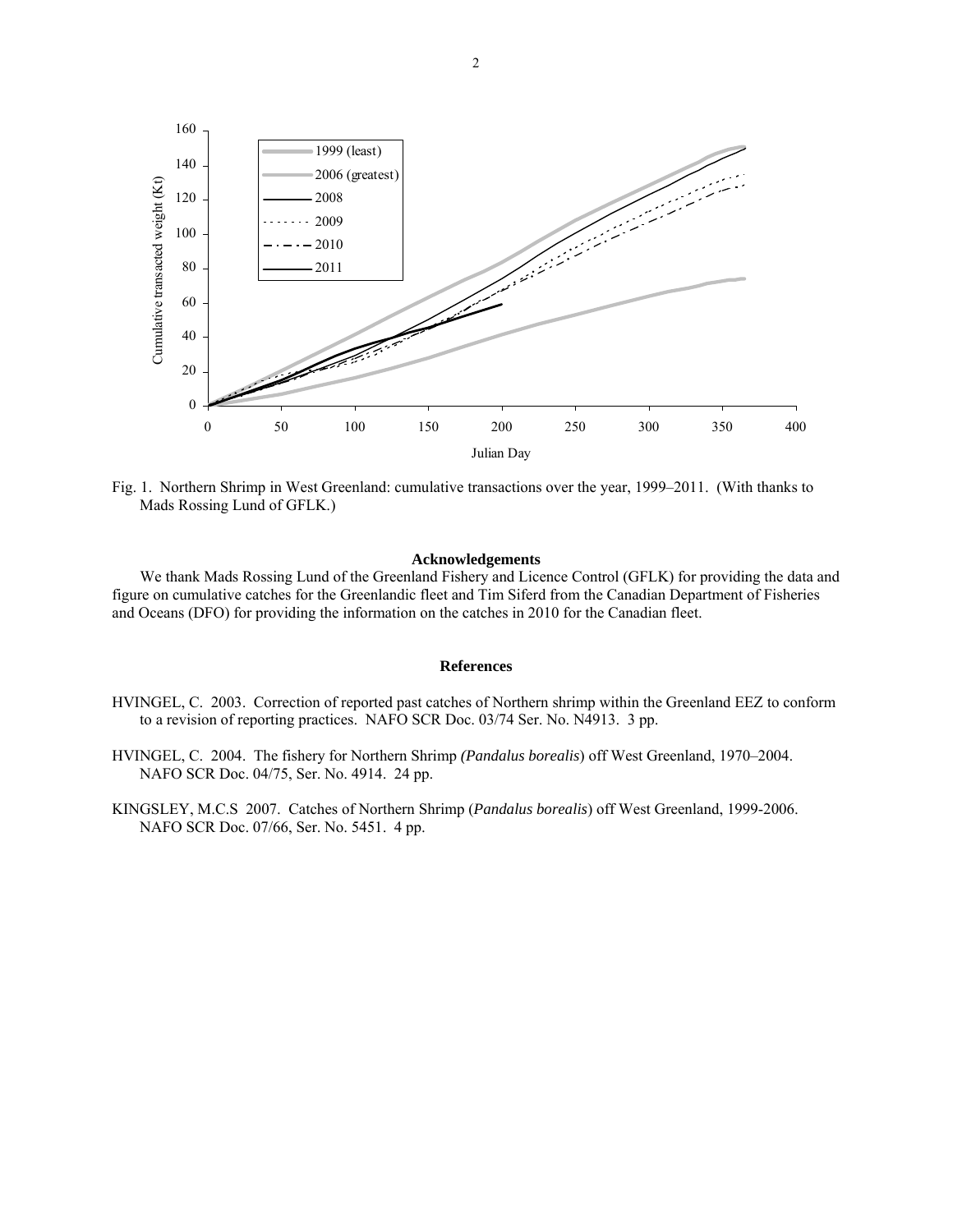Fig. 1. Northern Shrimp in West Greenland: cumulative transactions over the year, 1999–2011. (With thanks to Mads Rossing Lund of GFLK.)

## Acknowledgements

We thank Mads Rossing Lund of the Greenland Fishery and Licence Control (GFLK) for providing the data and figure on cumulative catches for the Greenlandic fleet and Tim Siferd from the Canadian Department of Fisheries and Oceans (DFO) for providing the information on the catches in 2010 for the Canadian fleet.

## References

HVINGEL, C. 2003. Correction of reported past catches of Northern shrimp within the Greenland EEZ to conform to a revision of reporting practices. NAFO SCR Doc. 03/74 Ser. No. N4913. 3 pp.

HVINGEL, C. 2004. The fishery for Northern Shrimp *(Pandalus borealis*) off West Greenland, 1970–2004. NAFO SCR Doc. 04/75, Ser. No. 4914. 24 pp.

KINGSLEY, M.C.S 2007. Catches of Northern Shrimp (*Pandalus borealis*) off West Greenland, 1999-2006. NAFO SCR Doc. 07/66, Ser. No. 5451. 4 pp.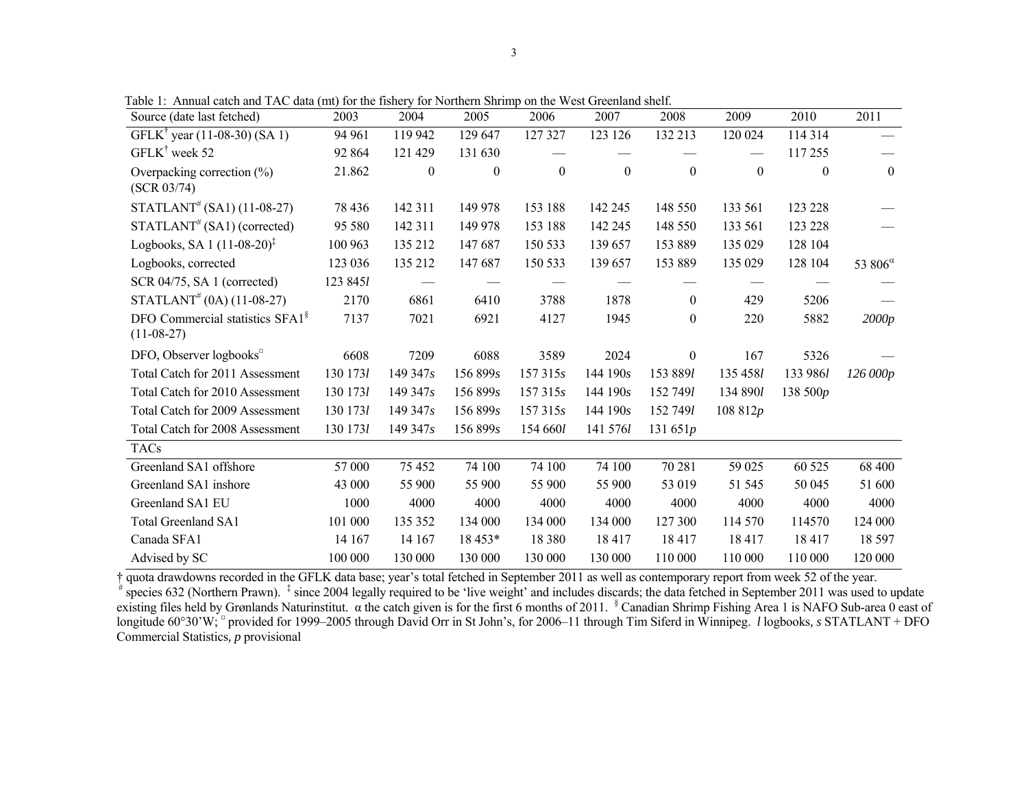Table 1: Annual catch and TAC data (mt) for the fishery for Northern Shrimp on the West Greenland shelf.

| Source (date last fetched) | 2003 | 2004 | 2005 | 2006 | 2007 | 2008 | 2009 | 2010 | 2011 |
|---|---|---|---|---|---|---|---|---|---|
| GFLK† year (11-08-30) (SA 1) | 94 961 | 119 942 | 129 647 | 127 327 | 123 126 | 132 213 | 120 024 | 114 314 | — |
| GFLK† week 52 | 92 864 | 121 429 | 131 630 | — | — | — | — | 117 255 | — |
| Overpacking correction (%) (SCR 03/74) | 21.862 | 0 | 0 | 0 | 0 | 0 | 0 | 0 | 0 |
| STATLANT# (SA1) (11-08-27) | 78 436 | 142 311 | 149 978 | 153 188 | 142 245 | 148 550 | 133 561 | 123 228 | — |
| STATLANT# (SA1) (corrected) | 95 580 | 142 311 | 149 978 | 153 188 | 142 245 | 148 550 | 133 561 | 123 228 | — |
| Logbooks, SA 1 (11-08-20)‡ | 100 963 | 135 212 | 147 687 | 150 533 | 139 657 | 153 889 | 135 029 | 128 104 | |
| Logbooks, corrected | 123 036 | 135 212 | 147 687 | 150 533 | 139 657 | 153 889 | 135 029 | 128 104 | 53 806α |
| SCR 04/75, SA 1 (corrected) | 123 845*l* | — | — | — | — | — | — | — | — |
| STATLANT# (0A) (11-08-27) | 2170 | 6861 | 6410 | 3788 | 1878 | 0 | 429 | 5206 | — |
| DFO Commercial statistics SFA1§ (11-08-27) | 7137 | 7021 | 6921 | 4127 | 1945 | 0 | 220 | 5882 | *2000p* |
| DFO, Observer logbooks¤ | 6608 | 7209 | 6088 | 3589 | 2024 | 0 | 167 | 5326 | — |
| Total Catch for 2011 Assessment | 130 173*l* | 149 347*s* | 156 899*s* | 157 315*s* | 144 190*s* | 153 889*l* | 135 458*l* | 133 986*l* | *126 000p* |
| Total Catch for 2010 Assessment | 130 173*l* | 149 347*s* | 156 899*s* | 157 315*s* | 144 190*s* | 152 749*l* | 134 890*l* | 138 500*p* | |
| Total Catch for 2009 Assessment | 130 173*l* | 149 347*s* | 156 899*s* | 157 315*s* | 144 190*s* | 152 749*l* | 108 812*p* | | |
| Total Catch for 2008 Assessment | 130 173*l* | 149 347*s* | 156 899*s* | 154 660*l* | 141 576*l* | 131 651*p* | | | |
| TACs | | | | | | | | | |
| Greenland SA1 offshore | 57 000 | 75 452 | 74 100 | 74 100 | 74 100 | 70 281 | 59 025 | 60 525 | 68 400 |
| Greenland SA1 inshore | 43 000 | 55 900 | 55 900 | 55 900 | 55 900 | 53 019 | 51 545 | 50 045 | 51 600 |
| Greenland SA1 EU | 1000 | 4000 | 4000 | 4000 | 4000 | 4000 | 4000 | 4000 | 4000 |
| Total Greenland SA1 | 101 000 | 135 352 | 134 000 | 134 000 | 134 000 | 127 300 | 114 570 | 114570 | 124 000 |
| Canada SFA1 | 14 167 | 14 167 | 18 453* | 18 380 | 18 417 | 18 417 | 18 417 | 18 417 | 18 597 |
| Advised by SC | 100 000 | 130 000 | 130 000 | 130 000 | 130 000 | 110 000 | 110 000 | 110 000 | 120 000 |

† quota drawdowns recorded in the GFLK data base; year's total fetched in September 2011 as well as contemporary report from week 52 of the year. # species 632 (Northern Prawn). ‡ since 2004 legally required to be 'live weight' and includes discards; the data fetched in September 2011 was used to update existing files held by Grønlands Naturinstitut. α the catch given is for the first 6 months of 2011. § Canadian Shrimp Fishing Area 1 is NAFO Sub-area 0 east of longitude 60°30'W; ¤ provided for 1999–2005 through David Orr in St John's, for 2006–11 through Tim Siferd in Winnipeg. *l* logbooks, *s* STATLANT + DFO Commercial Statistics, *p* provisional